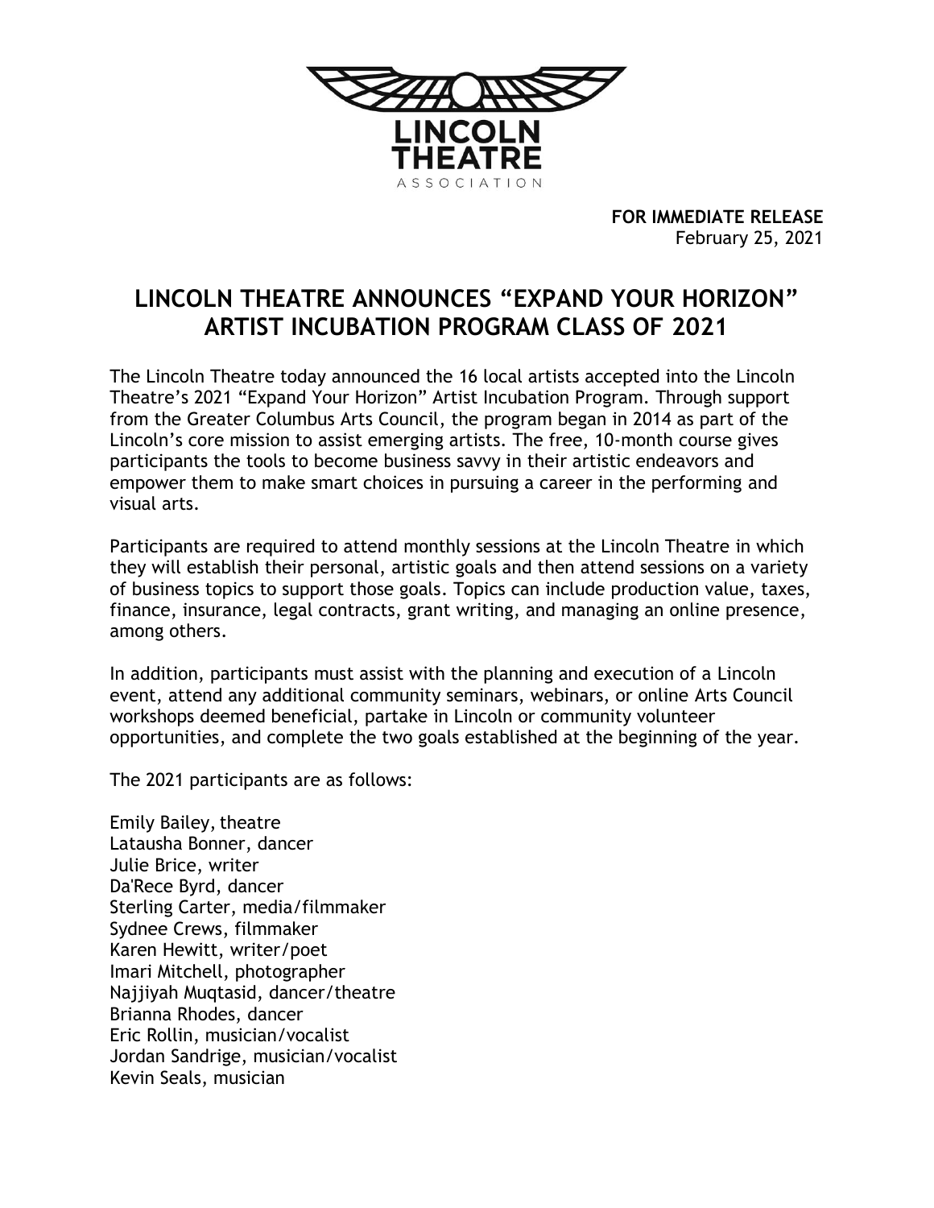LINCOLN THEATRE ASSOCIATION

**FOR IMMEDIATE RELEASE**
February 25, 2021

# LINCOLN THEATRE ANNOUNCES "EXPAND YOUR HORIZON" ARTIST INCUBATION PROGRAM CLASS OF 2021

The Lincoln Theatre today announced the 16 local artists accepted into the Lincoln Theatre's 2021 "Expand Your Horizon" Artist Incubation Program. Through support from the Greater Columbus Arts Council, the program began in 2014 as part of the Lincoln's core mission to assist emerging artists. The free, 10-month course gives participants the tools to become business savvy in their artistic endeavors and empower them to make smart choices in pursuing a career in the performing and visual arts.

Participants are required to attend monthly sessions at the Lincoln Theatre in which they will establish their personal, artistic goals and then attend sessions on a variety of business topics to support those goals. Topics can include production value, taxes, finance, insurance, legal contracts, grant writing, and managing an online presence, among others.

In addition, participants must assist with the planning and execution of a Lincoln event, attend any additional community seminars, webinars, or online Arts Council workshops deemed beneficial, partake in Lincoln or community volunteer opportunities, and complete the two goals established at the beginning of the year.

The 2021 participants are as follows:

Emily Bailey, theatre
Latausha Bonner, dancer
Julie Brice, writer
Da'Rece Byrd, dancer
Sterling Carter, media/filmmaker
Sydnee Crews, filmmaker
Karen Hewitt, writer/poet
Imari Mitchell, photographer
Najjiyah Muqtasid, dancer/theatre
Brianna Rhodes, dancer
Eric Rollin, musician/vocalist
Jordan Sandrige, musician/vocalist
Kevin Seals, musician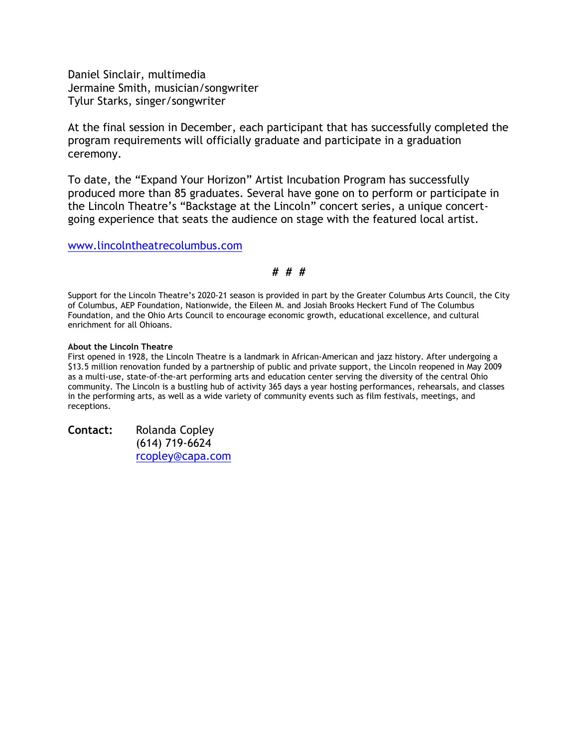Daniel Sinclair, multimedia
Jermaine Smith, musician/songwriter
Tylur Starks, singer/songwriter

At the final session in December, each participant that has successfully completed the program requirements will officially graduate and participate in a graduation ceremony.

To date, the "Expand Your Horizon" Artist Incubation Program has successfully produced more than 85 graduates. Several have gone on to perform or participate in the Lincoln Theatre's "Backstage at the Lincoln" concert series, a unique concert-going experience that seats the audience on stage with the featured local artist.

www.lincolntheatrecolumbus.com

*# # #*

Support for the Lincoln Theatre's 2020-21 season is provided in part by the Greater Columbus Arts Council, the City of Columbus, AEP Foundation, Nationwide, the Eileen M. and Josiah Brooks Heckert Fund of The Columbus Foundation, and the Ohio Arts Council to encourage economic growth, educational excellence, and cultural enrichment for all Ohioans.

**About the Lincoln Theatre**
First opened in 1928, the Lincoln Theatre is a landmark in African-American and jazz history. After undergoing a $13.5 million renovation funded by a partnership of public and private support, the Lincoln reopened in May 2009 as a multi-use, state-of-the-art performing arts and education center serving the diversity of the central Ohio community. The Lincoln is a bustling hub of activity 365 days a year hosting performances, rehearsals, and classes in the performing arts, as well as a wide variety of community events such as film festivals, meetings, and receptions.

**Contact:** Rolanda Copley
(614) 719-6624
rcopley@capa.com